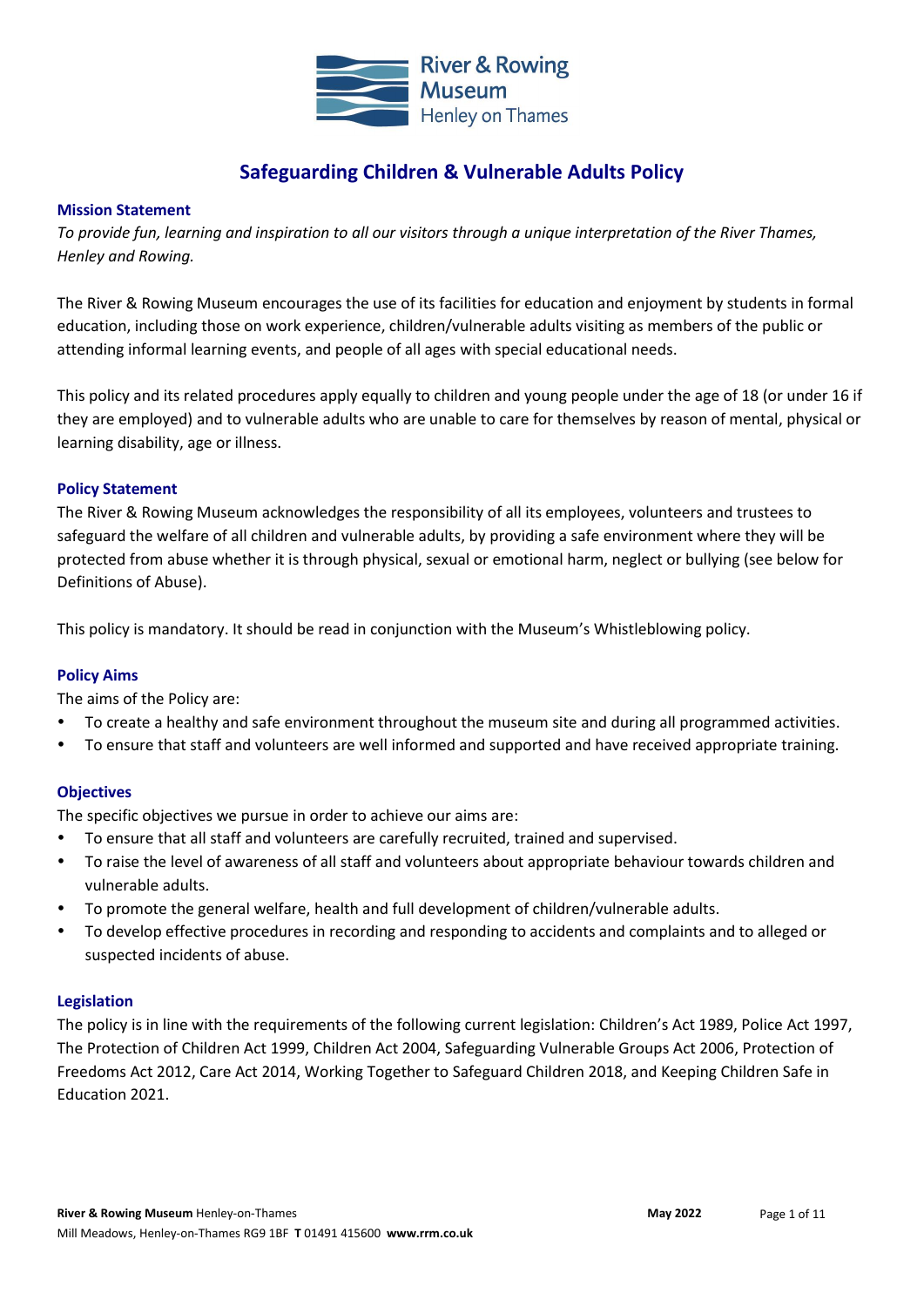# Safeguarding Children & Vulnerable Adults Policy

## Mission Statement

*To provide fun, learning and inspiration to all our visitors through a unique interpretation of the River Thames, Henley and Rowing.*

The River & Rowing Museum encourages the use of its facilities for education and enjoyment by students in formal education, including those on work experience, children/vulnerable adults visiting as members of the public or attending informal learning events, and people of all ages with special educational needs.

This policy and its related procedures apply equally to children and young people under the age of 18 (or under 16 if they are employed) and to vulnerable adults who are unable to care for themselves by reason of mental, physical or learning disability, age or illness.

## Policy Statement

The River & Rowing Museum acknowledges the responsibility of all its employees, volunteers and trustees to safeguard the welfare of all children and vulnerable adults, by providing a safe environment where they will be protected from abuse whether it is through physical, sexual or emotional harm, neglect or bullying (see below for Definitions of Abuse).

This policy is mandatory. It should be read in conjunction with the Museum's Whistleblowing policy.

## Policy Aims

The aims of the Policy are:

- To create a healthy and safe environment throughout the museum site and during all programmed activities.
- To ensure that staff and volunteers are well informed and supported and have received appropriate training.

## Objectives

The specific objectives we pursue in order to achieve our aims are:

- To ensure that all staff and volunteers are carefully recruited, trained and supervised.
- To raise the level of awareness of all staff and volunteers about appropriate behaviour towards children and vulnerable adults.
- To promote the general welfare, health and full development of children/vulnerable adults.
- To develop effective procedures in recording and responding to accidents and complaints and to alleged or suspected incidents of abuse.

## Legislation

The policy is in line with the requirements of the following current legislation: Children's Act 1989, Police Act 1997, The Protection of Children Act 1999, Children Act 2004, Safeguarding Vulnerable Groups Act 2006, Protection of Freedoms Act 2012, Care Act 2014, Working Together to Safeguard Children 2018, and Keeping Children Safe in Education 2021.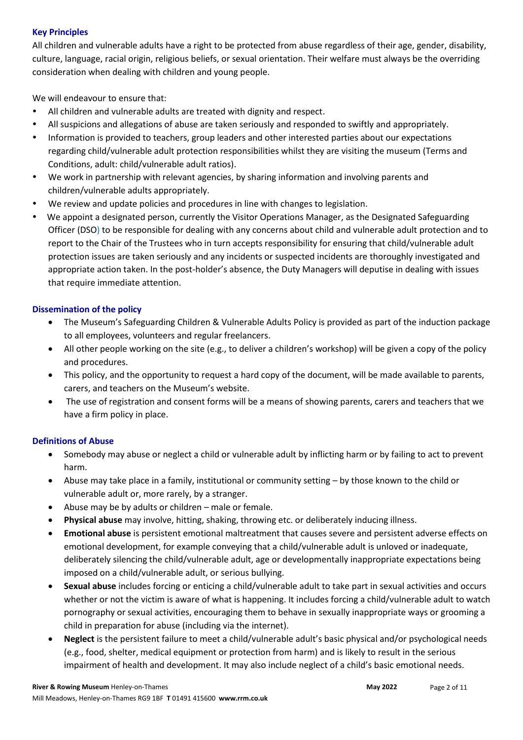### Key Principles

All children and vulnerable adults have a right to be protected from abuse regardless of their age, gender, disability, culture, language, racial origin, religious beliefs, or sexual orientation. Their welfare must always be the overriding consideration when dealing with children and young people.

We will endeavour to ensure that:

- All children and vulnerable adults are treated with dignity and respect.
- All suspicions and allegations of abuse are taken seriously and responded to swiftly and appropriately.
- Information is provided to teachers, group leaders and other interested parties about our expectations regarding child/vulnerable adult protection responsibilities whilst they are visiting the museum (Terms and Conditions, adult: child/vulnerable adult ratios).
- We work in partnership with relevant agencies, by sharing information and involving parents and children/vulnerable adults appropriately.
- We review and update policies and procedures in line with changes to legislation.
- We appoint a designated person, currently the Visitor Operations Manager, as the Designated Safeguarding Officer (DSO) to be responsible for dealing with any concerns about child and vulnerable adult protection and to report to the Chair of the Trustees who in turn accepts responsibility for ensuring that child/vulnerable adult protection issues are taken seriously and any incidents or suspected incidents are thoroughly investigated and appropriate action taken. In the post-holder's absence, the Duty Managers will deputise in dealing with issues that require immediate attention.

### Dissemination of the policy

- The Museum's Safeguarding Children & Vulnerable Adults Policy is provided as part of the induction package to all employees, volunteers and regular freelancers.
- All other people working on the site (e.g., to deliver a children's workshop) will be given a copy of the policy and procedures.
- This policy, and the opportunity to request a hard copy of the document, will be made available to parents, carers, and teachers on the Museum's website.
- The use of registration and consent forms will be a means of showing parents, carers and teachers that we have a firm policy in place.

### Definitions of Abuse

- Somebody may abuse or neglect a child or vulnerable adult by inflicting harm or by failing to act to prevent harm.
- Abuse may take place in a family, institutional or community setting – by those known to the child or vulnerable adult or, more rarely, by a stranger.
- Abuse may be by adults or children – male or female.
- **Physical abuse** may involve, hitting, shaking, throwing etc. or deliberately inducing illness.
- **Emotional abuse** is persistent emotional maltreatment that causes severe and persistent adverse effects on emotional development, for example conveying that a child/vulnerable adult is unloved or inadequate, deliberately silencing the child/vulnerable adult, age or developmentally inappropriate expectations being imposed on a child/vulnerable adult, or serious bullying.
- **Sexual abuse** includes forcing or enticing a child/vulnerable adult to take part in sexual activities and occurs whether or not the victim is aware of what is happening. It includes forcing a child/vulnerable adult to watch pornography or sexual activities, encouraging them to behave in sexually inappropriate ways or grooming a child in preparation for abuse (including via the internet).
- **Neglect** is the persistent failure to meet a child/vulnerable adult's basic physical and/or psychological needs (e.g., food, shelter, medical equipment or protection from harm) and is likely to result in the serious impairment of health and development. It may also include neglect of a child's basic emotional needs.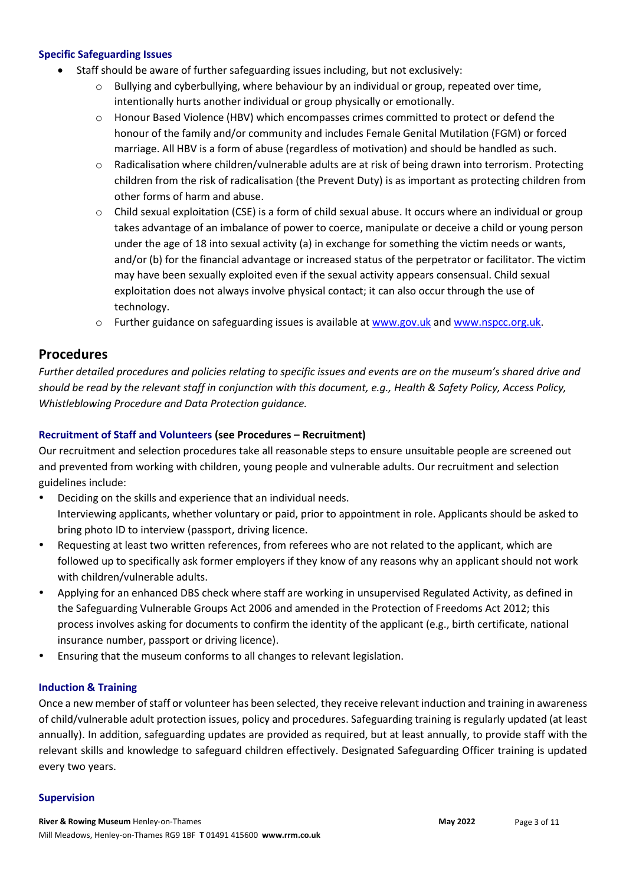### Specific Safeguarding Issues

- Staff should be aware of further safeguarding issues including, but not exclusively:
    - Bullying and cyberbullying, where behaviour by an individual or group, repeated over time, intentionally hurts another individual or group physically or emotionally.
    - Honour Based Violence (HBV) which encompasses crimes committed to protect or defend the honour of the family and/or community and includes Female Genital Mutilation (FGM) or forced marriage. All HBV is a form of abuse (regardless of motivation) and should be handled as such.
    - Radicalisation where children/vulnerable adults are at risk of being drawn into terrorism. Protecting children from the risk of radicalisation (the Prevent Duty) is as important as protecting children from other forms of harm and abuse.
    - Child sexual exploitation (CSE) is a form of child sexual abuse. It occurs where an individual or group takes advantage of an imbalance of power to coerce, manipulate or deceive a child or young person under the age of 18 into sexual activity (a) in exchange for something the victim needs or wants, and/or (b) for the financial advantage or increased status of the perpetrator or facilitator. The victim may have been sexually exploited even if the sexual activity appears consensual. Child sexual exploitation does not always involve physical contact; it can also occur through the use of technology.
    - Further guidance on safeguarding issues is available at www.gov.uk and www.nspcc.org.uk.

## Procedures

*Further detailed procedures and policies relating to specific issues and events are on the museum's shared drive and should be read by the relevant staff in conjunction with this document, e.g., Health & Safety Policy, Access Policy, Whistleblowing Procedure and Data Protection guidance.*

### Recruitment of Staff and Volunteers **(see Procedures – Recruitment)**

Our recruitment and selection procedures take all reasonable steps to ensure unsuitable people are screened out and prevented from working with children, young people and vulnerable adults. Our recruitment and selection guidelines include:

- Deciding on the skills and experience that an individual needs.
  Interviewing applicants, whether voluntary or paid, prior to appointment in role. Applicants should be asked to bring photo ID to interview (passport, driving licence.
- Requesting at least two written references, from referees who are not related to the applicant, which are followed up to specifically ask former employers if they know of any reasons why an applicant should not work with children/vulnerable adults.
- Applying for an enhanced DBS check where staff are working in unsupervised Regulated Activity, as defined in the Safeguarding Vulnerable Groups Act 2006 and amended in the Protection of Freedoms Act 2012; this process involves asking for documents to confirm the identity of the applicant (e.g., birth certificate, national insurance number, passport or driving licence).
- Ensuring that the museum conforms to all changes to relevant legislation.

### Induction & Training

Once a new member of staff or volunteer has been selected, they receive relevant induction and training in awareness of child/vulnerable adult protection issues, policy and procedures. Safeguarding training is regularly updated (at least annually). In addition, safeguarding updates are provided as required, but at least annually, to provide staff with the relevant skills and knowledge to safeguard children effectively. Designated Safeguarding Officer training is updated every two years.

### Supervision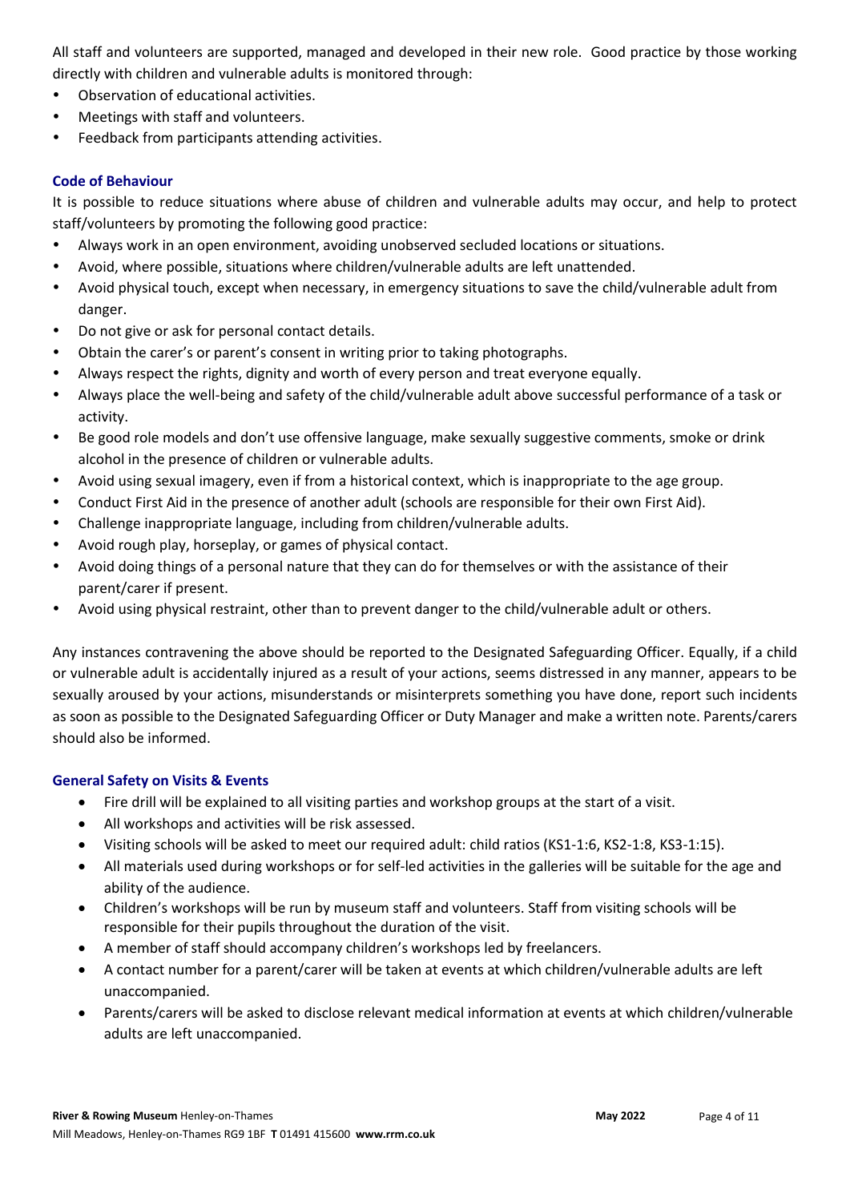All staff and volunteers are supported, managed and developed in their new role. Good practice by those working directly with children and vulnerable adults is monitored through:

- Observation of educational activities.
- Meetings with staff and volunteers.
- Feedback from participants attending activities.

### Code of Behaviour

It is possible to reduce situations where abuse of children and vulnerable adults may occur, and help to protect staff/volunteers by promoting the following good practice:

- Always work in an open environment, avoiding unobserved secluded locations or situations.
- Avoid, where possible, situations where children/vulnerable adults are left unattended.
- Avoid physical touch, except when necessary, in emergency situations to save the child/vulnerable adult from danger.
- Do not give or ask for personal contact details.
- Obtain the carer's or parent's consent in writing prior to taking photographs.
- Always respect the rights, dignity and worth of every person and treat everyone equally.
- Always place the well-being and safety of the child/vulnerable adult above successful performance of a task or activity.
- Be good role models and don't use offensive language, make sexually suggestive comments, smoke or drink alcohol in the presence of children or vulnerable adults.
- Avoid using sexual imagery, even if from a historical context, which is inappropriate to the age group.
- Conduct First Aid in the presence of another adult (schools are responsible for their own First Aid).
- Challenge inappropriate language, including from children/vulnerable adults.
- Avoid rough play, horseplay, or games of physical contact.
- Avoid doing things of a personal nature that they can do for themselves or with the assistance of their parent/carer if present.
- Avoid using physical restraint, other than to prevent danger to the child/vulnerable adult or others.

Any instances contravening the above should be reported to the Designated Safeguarding Officer. Equally, if a child or vulnerable adult is accidentally injured as a result of your actions, seems distressed in any manner, appears to be sexually aroused by your actions, misunderstands or misinterprets something you have done, report such incidents as soon as possible to the Designated Safeguarding Officer or Duty Manager and make a written note. Parents/carers should also be informed.

### General Safety on Visits & Events

- Fire drill will be explained to all visiting parties and workshop groups at the start of a visit.
- All workshops and activities will be risk assessed.
- Visiting schools will be asked to meet our required adult: child ratios (KS1-1:6, KS2-1:8, KS3-1:15).
- All materials used during workshops or for self-led activities in the galleries will be suitable for the age and ability of the audience.
- Children's workshops will be run by museum staff and volunteers. Staff from visiting schools will be responsible for their pupils throughout the duration of the visit.
- A member of staff should accompany children's workshops led by freelancers.
- A contact number for a parent/carer will be taken at events at which children/vulnerable adults are left unaccompanied.
- Parents/carers will be asked to disclose relevant medical information at events at which children/vulnerable adults are left unaccompanied.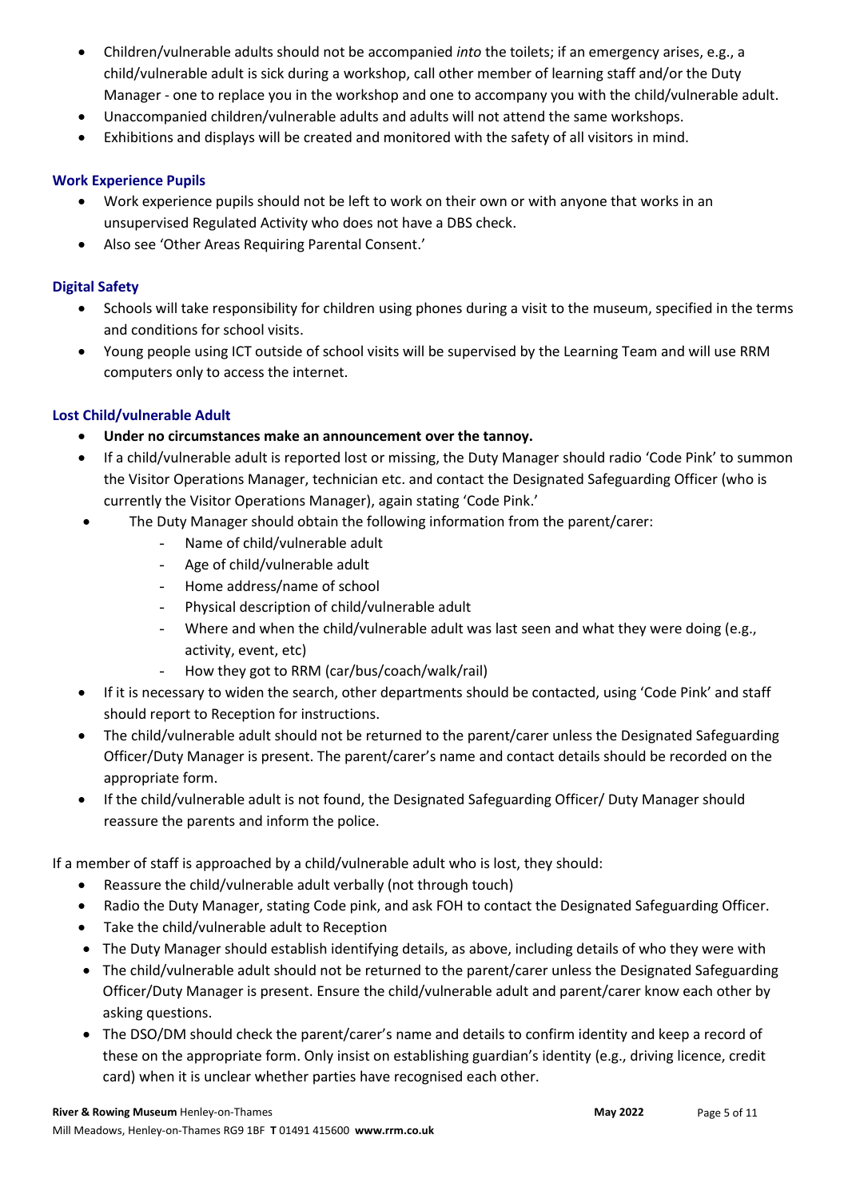- Children/vulnerable adults should not be accompanied *into* the toilets; if an emergency arises, e.g., a child/vulnerable adult is sick during a workshop, call other member of learning staff and/or the Duty Manager - one to replace you in the workshop and one to accompany you with the child/vulnerable adult.
- Unaccompanied children/vulnerable adults and adults will not attend the same workshops.
- Exhibitions and displays will be created and monitored with the safety of all visitors in mind.

### Work Experience Pupils

- Work experience pupils should not be left to work on their own or with anyone that works in an unsupervised Regulated Activity who does not have a DBS check.
- Also see 'Other Areas Requiring Parental Consent.'

### Digital Safety

- Schools will take responsibility for children using phones during a visit to the museum, specified in the terms and conditions for school visits.
- Young people using ICT outside of school visits will be supervised by the Learning Team and will use RRM computers only to access the internet.

### Lost Child/vulnerable Adult

- **Under no circumstances make an announcement over the tannoy.**
- If a child/vulnerable adult is reported lost or missing, the Duty Manager should radio 'Code Pink' to summon the Visitor Operations Manager, technician etc. and contact the Designated Safeguarding Officer (who is currently the Visitor Operations Manager), again stating 'Code Pink.'
- The Duty Manager should obtain the following information from the parent/carer:
  - Name of child/vulnerable adult
  - Age of child/vulnerable adult
  - Home address/name of school
  - Physical description of child/vulnerable adult
  - Where and when the child/vulnerable adult was last seen and what they were doing (e.g., activity, event, etc)
  - How they got to RRM (car/bus/coach/walk/rail)
- If it is necessary to widen the search, other departments should be contacted, using 'Code Pink' and staff should report to Reception for instructions.
- The child/vulnerable adult should not be returned to the parent/carer unless the Designated Safeguarding Officer/Duty Manager is present. The parent/carer's name and contact details should be recorded on the appropriate form.
- If the child/vulnerable adult is not found, the Designated Safeguarding Officer/ Duty Manager should reassure the parents and inform the police.

If a member of staff is approached by a child/vulnerable adult who is lost, they should:

- Reassure the child/vulnerable adult verbally (not through touch)
- Radio the Duty Manager, stating Code pink, and ask FOH to contact the Designated Safeguarding Officer.
- Take the child/vulnerable adult to Reception
- The Duty Manager should establish identifying details, as above, including details of who they were with
- The child/vulnerable adult should not be returned to the parent/carer unless the Designated Safeguarding Officer/Duty Manager is present. Ensure the child/vulnerable adult and parent/carer know each other by asking questions.
- The DSO/DM should check the parent/carer's name and details to confirm identity and keep a record of these on the appropriate form. Only insist on establishing guardian's identity (e.g., driving licence, credit card) when it is unclear whether parties have recognised each other.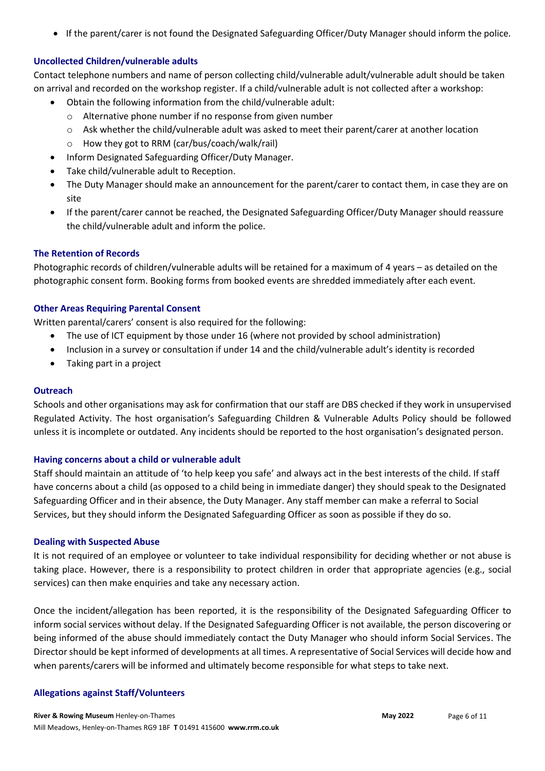- If the parent/carer is not found the Designated Safeguarding Officer/Duty Manager should inform the police.

### Uncollected Children/vulnerable adults

Contact telephone numbers and name of person collecting child/vulnerable adult/vulnerable adult should be taken on arrival and recorded on the workshop register. If a child/vulnerable adult is not collected after a workshop:

- Obtain the following information from the child/vulnerable adult:
    - Alternative phone number if no response from given number
    - Ask whether the child/vulnerable adult was asked to meet their parent/carer at another location
    - How they got to RRM (car/bus/coach/walk/rail)
- Inform Designated Safeguarding Officer/Duty Manager.
- Take child/vulnerable adult to Reception.
- The Duty Manager should make an announcement for the parent/carer to contact them, in case they are on site
- If the parent/carer cannot be reached, the Designated Safeguarding Officer/Duty Manager should reassure the child/vulnerable adult and inform the police.

### The Retention of Records

Photographic records of children/vulnerable adults will be retained for a maximum of 4 years – as detailed on the photographic consent form. Booking forms from booked events are shredded immediately after each event.

### Other Areas Requiring Parental Consent

Written parental/carers' consent is also required for the following:

- The use of ICT equipment by those under 16 (where not provided by school administration)
- Inclusion in a survey or consultation if under 14 and the child/vulnerable adult's identity is recorded
- Taking part in a project

### Outreach

Schools and other organisations may ask for confirmation that our staff are DBS checked if they work in unsupervised Regulated Activity. The host organisation's Safeguarding Children & Vulnerable Adults Policy should be followed unless it is incomplete or outdated. Any incidents should be reported to the host organisation's designated person.

### Having concerns about a child or vulnerable adult

Staff should maintain an attitude of 'to help keep you safe' and always act in the best interests of the child. If staff have concerns about a child (as opposed to a child being in immediate danger) they should speak to the Designated Safeguarding Officer and in their absence, the Duty Manager. Any staff member can make a referral to Social Services, but they should inform the Designated Safeguarding Officer as soon as possible if they do so.

### Dealing with Suspected Abuse

It is not required of an employee or volunteer to take individual responsibility for deciding whether or not abuse is taking place. However, there is a responsibility to protect children in order that appropriate agencies (e.g., social services) can then make enquiries and take any necessary action.

Once the incident/allegation has been reported, it is the responsibility of the Designated Safeguarding Officer to inform social services without delay. If the Designated Safeguarding Officer is not available, the person discovering or being informed of the abuse should immediately contact the Duty Manager who should inform Social Services. The Director should be kept informed of developments at all times. A representative of Social Services will decide how and when parents/carers will be informed and ultimately become responsible for what steps to take next.

### Allegations against Staff/Volunteers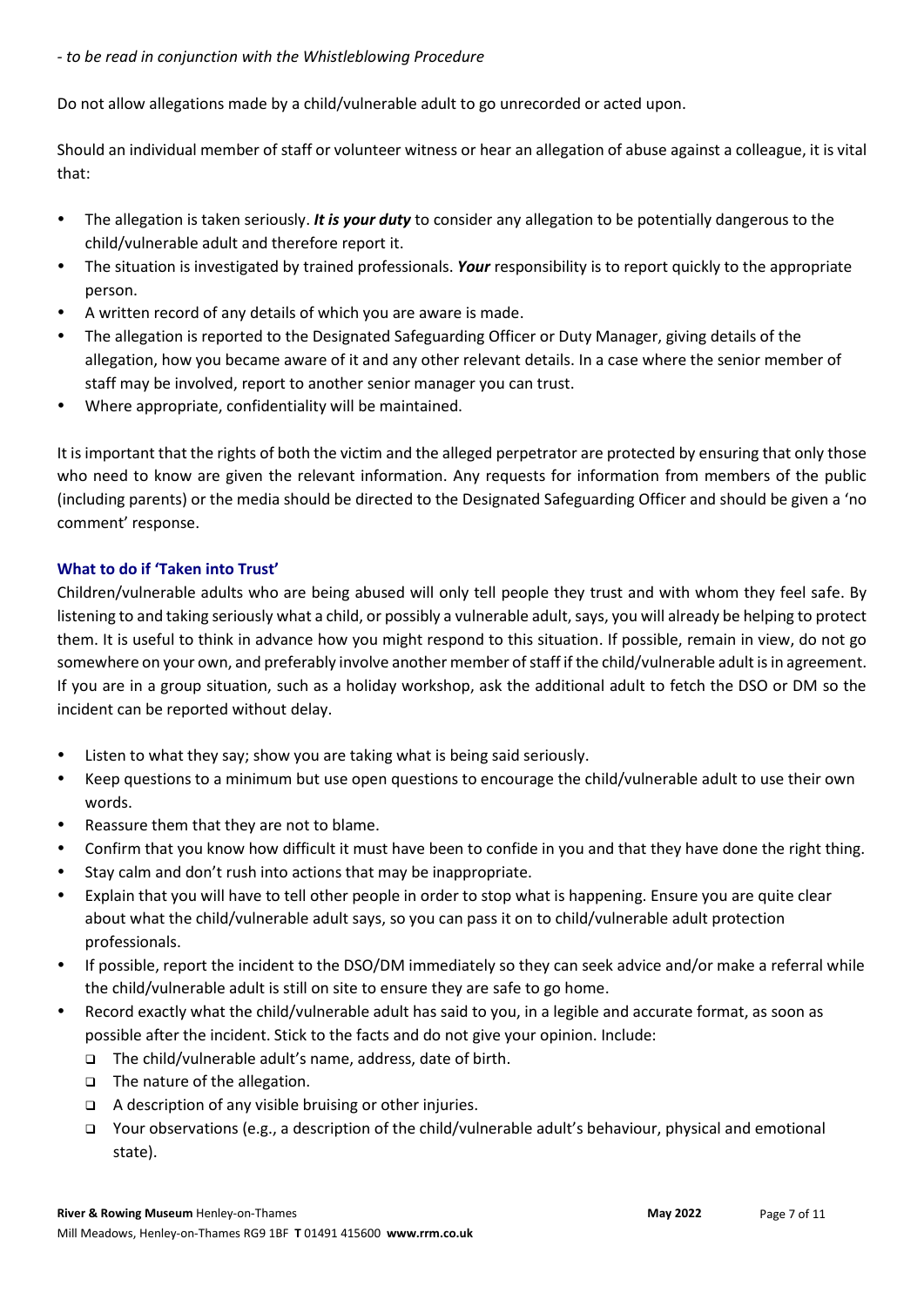*- to be read in conjunction with the Whistleblowing Procedure*

Do not allow allegations made by a child/vulnerable adult to go unrecorded or acted upon.

Should an individual member of staff or volunteer witness or hear an allegation of abuse against a colleague, it is vital that:

- The allegation is taken seriously. ***It is your duty*** to consider any allegation to be potentially dangerous to the child/vulnerable adult and therefore report it.
- The situation is investigated by trained professionals. ***Your*** responsibility is to report quickly to the appropriate person.
- A written record of any details of which you are aware is made.
- The allegation is reported to the Designated Safeguarding Officer or Duty Manager, giving details of the allegation, how you became aware of it and any other relevant details. In a case where the senior member of staff may be involved, report to another senior manager you can trust.
- Where appropriate, confidentiality will be maintained.

It is important that the rights of both the victim and the alleged perpetrator are protected by ensuring that only those who need to know are given the relevant information. Any requests for information from members of the public (including parents) or the media should be directed to the Designated Safeguarding Officer and should be given a 'no comment' response.

### What to do if 'Taken into Trust'

Children/vulnerable adults who are being abused will only tell people they trust and with whom they feel safe. By listening to and taking seriously what a child, or possibly a vulnerable adult, says, you will already be helping to protect them. It is useful to think in advance how you might respond to this situation. If possible, remain in view, do not go somewhere on your own, and preferably involve another member of staff if the child/vulnerable adult is in agreement. If you are in a group situation, such as a holiday workshop, ask the additional adult to fetch the DSO or DM so the incident can be reported without delay.

- Listen to what they say; show you are taking what is being said seriously.
- Keep questions to a minimum but use open questions to encourage the child/vulnerable adult to use their own words.
- Reassure them that they are not to blame.
- Confirm that you know how difficult it must have been to confide in you and that they have done the right thing.
- Stay calm and don't rush into actions that may be inappropriate.
- Explain that you will have to tell other people in order to stop what is happening. Ensure you are quite clear about what the child/vulnerable adult says, so you can pass it on to child/vulnerable adult protection professionals.
- If possible, report the incident to the DSO/DM immediately so they can seek advice and/or make a referral while the child/vulnerable adult is still on site to ensure they are safe to go home.
- Record exactly what the child/vulnerable adult has said to you, in a legible and accurate format, as soon as possible after the incident. Stick to the facts and do not give your opinion. Include:
  - The child/vulnerable adult's name, address, date of birth.
  - The nature of the allegation.
  - A description of any visible bruising or other injuries.
  - Your observations (e.g., a description of the child/vulnerable adult's behaviour, physical and emotional state).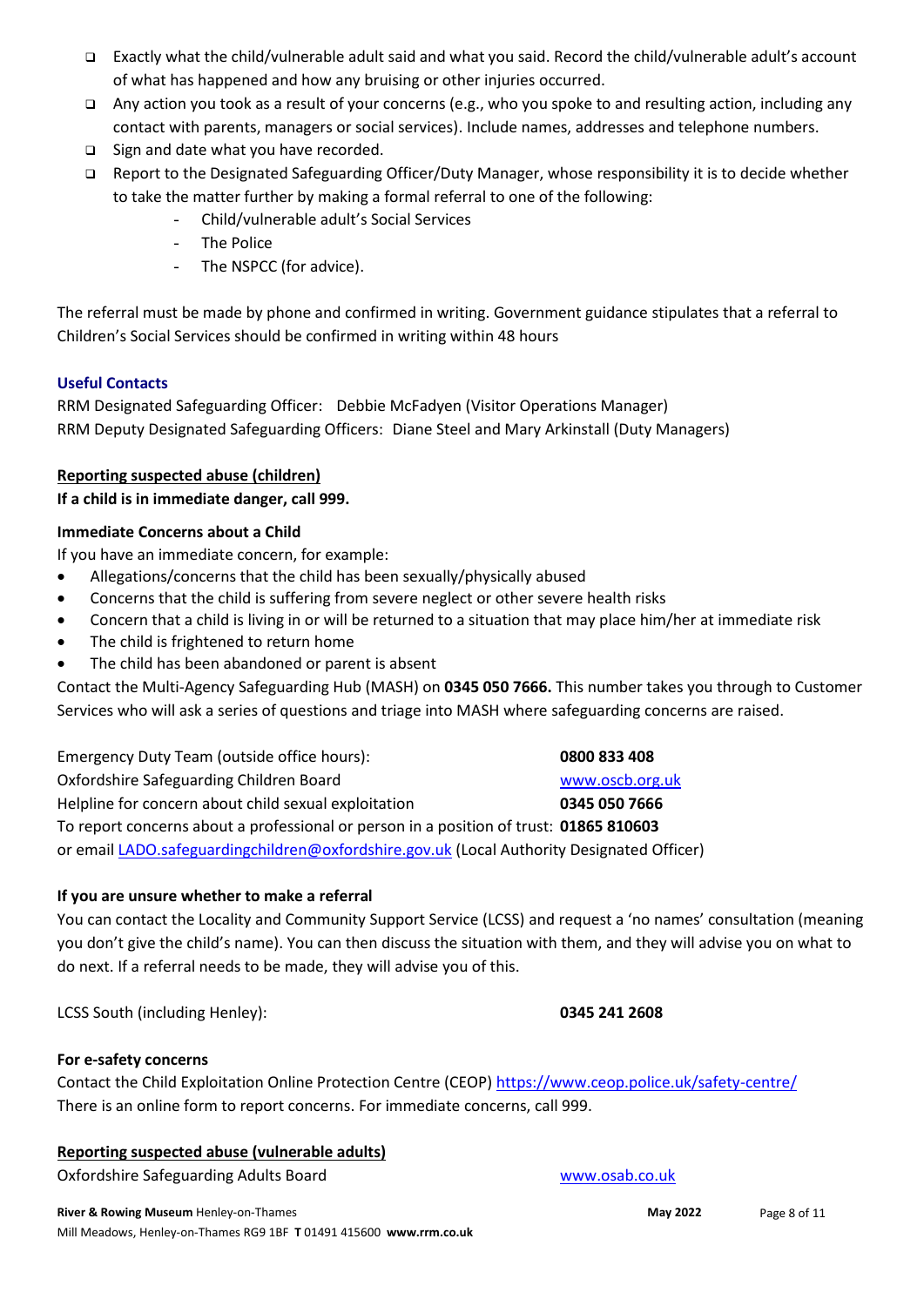- Exactly what the child/vulnerable adult said and what you said. Record the child/vulnerable adult's account of what has happened and how any bruising or other injuries occurred.
- Any action you took as a result of your concerns (e.g., who you spoke to and resulting action, including any contact with parents, managers or social services). Include names, addresses and telephone numbers.
- Sign and date what you have recorded.
- Report to the Designated Safeguarding Officer/Duty Manager, whose responsibility it is to decide whether to take the matter further by making a formal referral to one of the following:
    - Child/vulnerable adult's Social Services
    - The Police
    - The NSPCC (for advice).

The referral must be made by phone and confirmed in writing. Government guidance stipulates that a referral to Children's Social Services should be confirmed in writing within 48 hours

### Useful Contacts

RRM Designated Safeguarding Officer: Debbie McFadyen (Visitor Operations Manager)
RRM Deputy Designated Safeguarding Officers: Diane Steel and Mary Arkinstall (Duty Managers)

### Reporting suspected abuse (children)

**If a child is in immediate danger, call 999.**

**Immediate Concerns about a Child**

If you have an immediate concern, for example:

- Allegations/concerns that the child has been sexually/physically abused
- Concerns that the child is suffering from severe neglect or other severe health risks
- Concern that a child is living in or will be returned to a situation that may place him/her at immediate risk
- The child is frightened to return home
- The child has been abandoned or parent is absent

Contact the Multi-Agency Safeguarding Hub (MASH) on **0345 050 7666.** This number takes you through to Customer Services who will ask a series of questions and triage into MASH where safeguarding concerns are raised.

Emergency Duty Team (outside office hours): **0800 833 408**
Oxfordshire Safeguarding Children Board www.oscb.org.uk
Helpline for concern about child sexual exploitation **0345 050 7666**
To report concerns about a professional or person in a position of trust: **01865 810603**
or email LADO.safeguardingchildren@oxfordshire.gov.uk (Local Authority Designated Officer)

**If you are unsure whether to make a referral**

You can contact the Locality and Community Support Service (LCSS) and request a 'no names' consultation (meaning you don't give the child's name). You can then discuss the situation with them, and they will advise you on what to do next. If a referral needs to be made, they will advise you of this.

LCSS South (including Henley): **0345 241 2608**

**For e-safety concerns**

Contact the Child Exploitation Online Protection Centre (CEOP) https://www.ceop.police.uk/safety-centre/
There is an online form to report concerns. For immediate concerns, call 999.

### Reporting suspected abuse (vulnerable adults)

Oxfordshire Safeguarding Adults Board www.osab.co.uk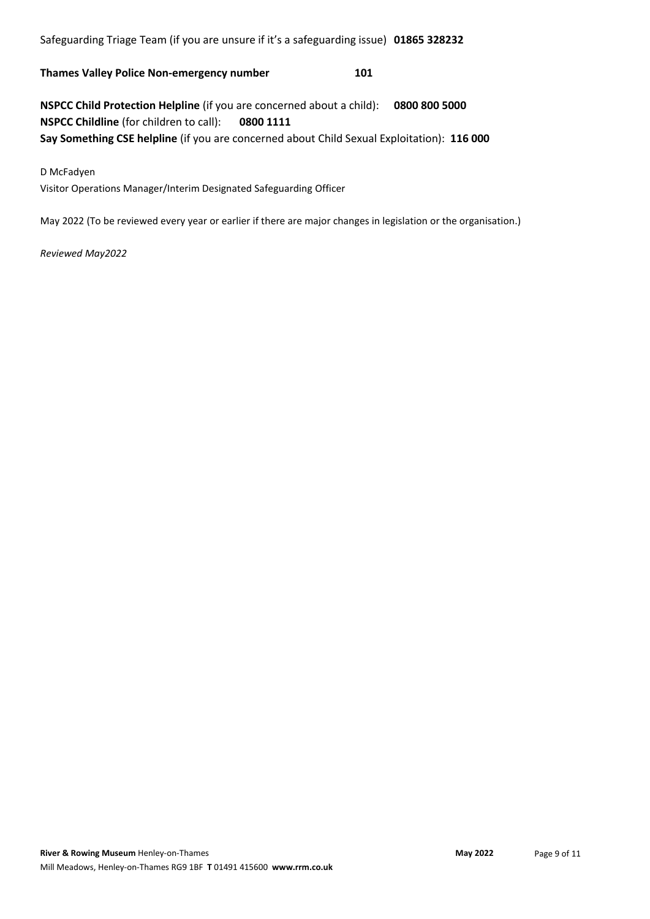Safeguarding Triage Team (if you are unsure if it's a safeguarding issue) **01865 328232**

**Thames Valley Police Non-emergency number** **101**

**NSPCC Child Protection Helpline** (if you are concerned about a child): **0800 800 5000**
**NSPCC Childline** (for children to call): **0800 1111**
**Say Something CSE helpline** (if you are concerned about Child Sexual Exploitation): **116 000**

D McFadyen
Visitor Operations Manager/Interim Designated Safeguarding Officer

May 2022 (To be reviewed every year or earlier if there are major changes in legislation or the organisation.)

*Reviewed May2022*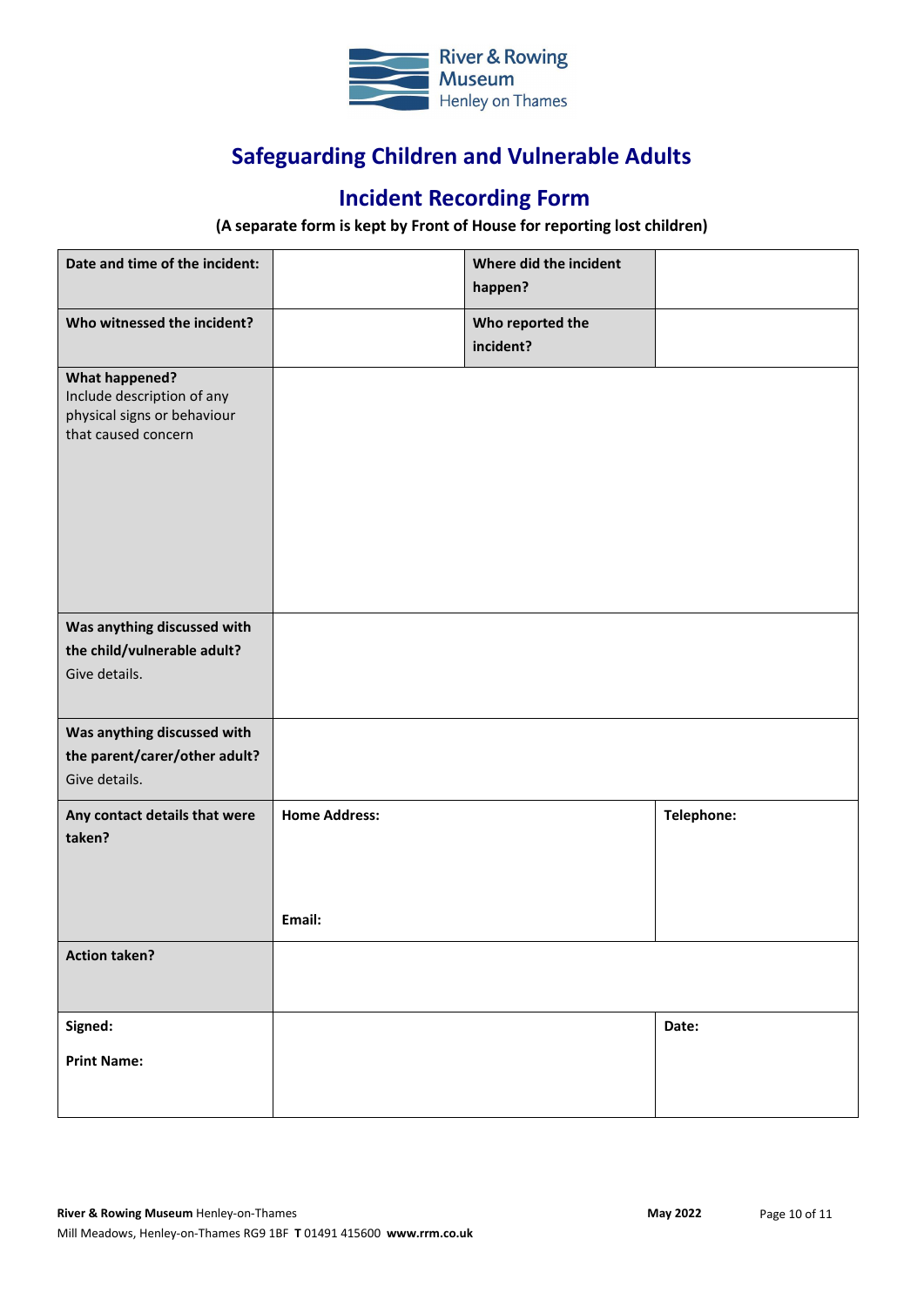## Safeguarding Children and Vulnerable Adults

## Incident Recording Form

**(A separate form is kept by Front of House for reporting lost children)**

| | | | |
|---|---|---|---|
| **Date and time of the incident:** | | **Where did the incident happen?** | |
| **Who witnessed the incident?** | | **Who reported the incident?** | |
| **What happened?** Include description of any physical signs or behaviour that caused concern | | | |
| **Was anything discussed with the child/vulnerable adult?** Give details. | | | |
| **Was anything discussed with the parent/carer/other adult?** Give details. | | | |
| **Any contact details that were taken?** | **Home Address:** <br><br> **Email:** | | **Telephone:** |
| **Action taken?** | | | |
| **Signed:** <br><br> **Print Name:** | | | **Date:** |

**River & Rowing Museum** Henley-on-Thames
Mill Meadows, Henley-on-Thames RG9 1BF **T** 01491 415600 **www.rrm.co.uk**

**May 2022**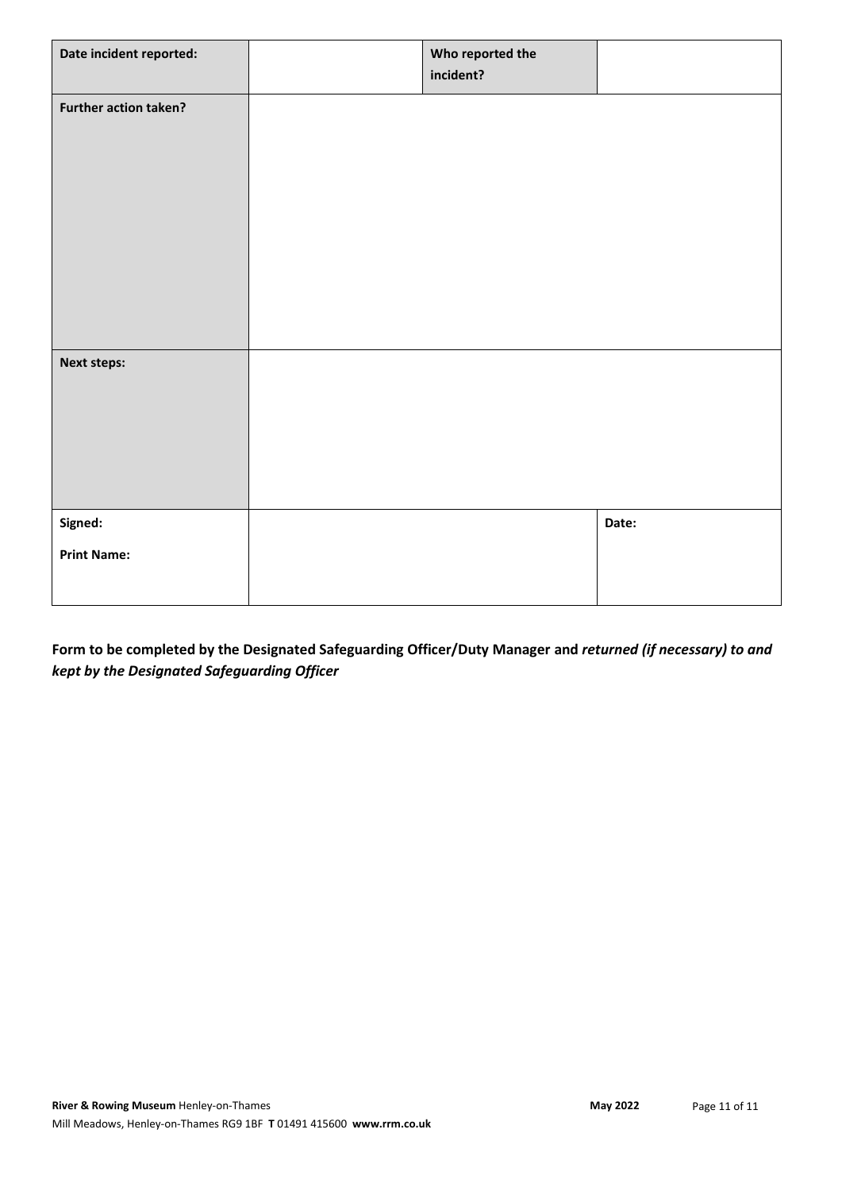| | | | |
|---|---|---|---|
| **Date incident reported:** | | **Who reported the incident?** | |
| **Further action taken?** | | | |
| **Next steps:** | | | |
| **Signed:**<br><br>**Print Name:** | | | **Date:** |

**Form to be completed by the Designated Safeguarding Officer/Duty Manager and *returned (if necessary) to and kept by the Designated Safeguarding Officer***

**River & Rowing Museum** Henley-on-Thames **May 2022**
Mill Meadows, Henley-on-Thames RG9 1BF **T** 01491 415600 **www.rrm.co.uk**